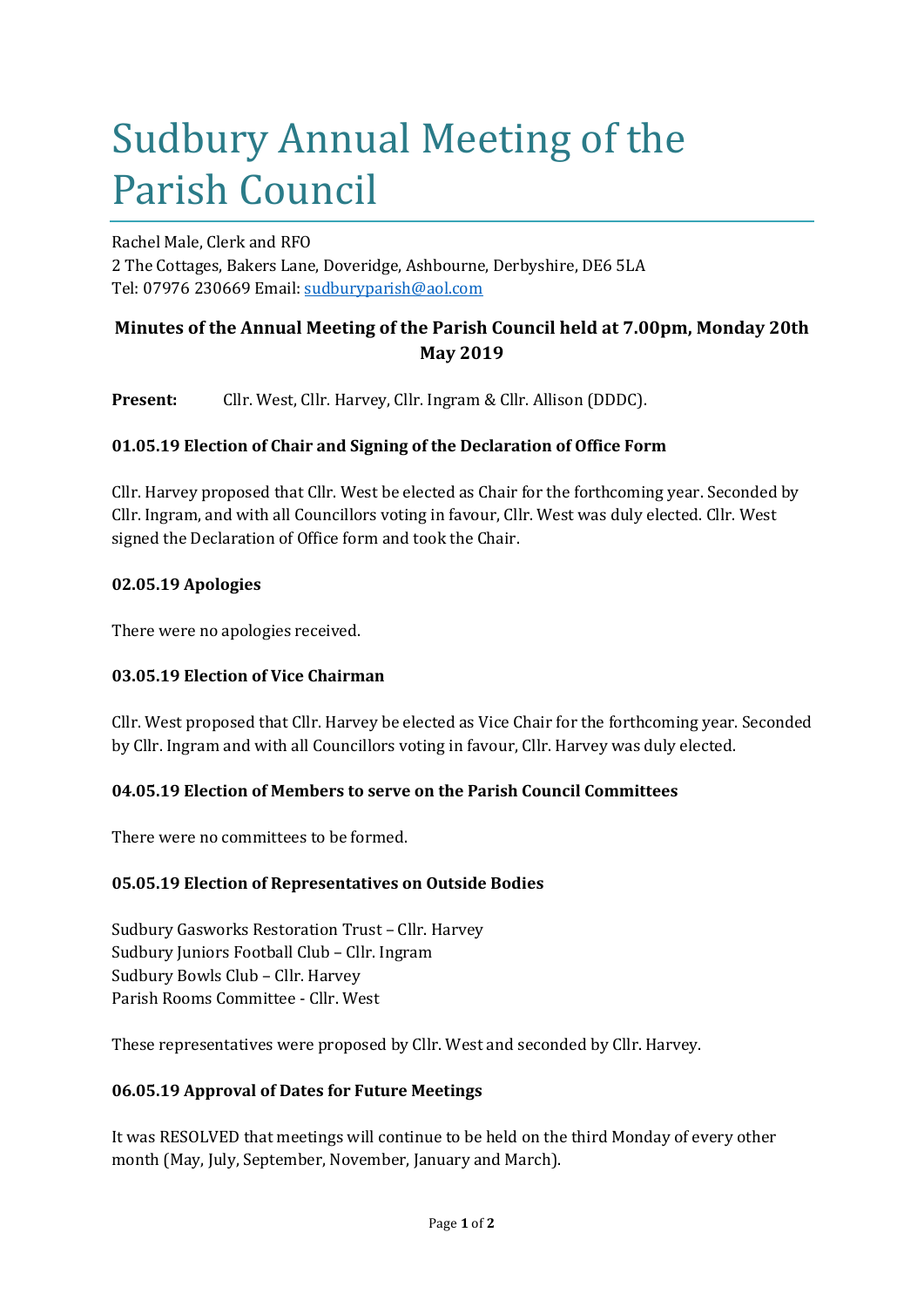# Sudbury Annual Meeting of the Parish Council

Rachel Male, Clerk and RFO
2 The Cottages, Bakers Lane, Doveridge, Ashbourne, Derbyshire, DE6 5LA
Tel: 07976 230669 Email: sudburyparish@aol.com

### Minutes of the Annual Meeting of the Parish Council held at 7.00pm, Monday 20th May 2019

**Present:** Cllr. West, Cllr. Harvey, Cllr. Ingram & Cllr. Allison (DDDC).

**01.05.19 Election of Chair and Signing of the Declaration of Office Form**

Cllr. Harvey proposed that Cllr. West be elected as Chair for the forthcoming year. Seconded by Cllr. Ingram, and with all Councillors voting in favour, Cllr. West was duly elected. Cllr. West signed the Declaration of Office form and took the Chair.

**02.05.19 Apologies**

There were no apologies received.

**03.05.19 Election of Vice Chairman**

Cllr. West proposed that Cllr. Harvey be elected as Vice Chair for the forthcoming year. Seconded by Cllr. Ingram and with all Councillors voting in favour, Cllr. Harvey was duly elected.

**04.05.19 Election of Members to serve on the Parish Council Committees**

There were no committees to be formed.

**05.05.19 Election of Representatives on Outside Bodies**

Sudbury Gasworks Restoration Trust – Cllr. Harvey
Sudbury Juniors Football Club – Cllr. Ingram
Sudbury Bowls Club – Cllr. Harvey
Parish Rooms Committee - Cllr. West

These representatives were proposed by Cllr. West and seconded by Cllr. Harvey.

**06.05.19 Approval of Dates for Future Meetings**

It was RESOLVED that meetings will continue to be held on the third Monday of every other month (May, July, September, November, January and March).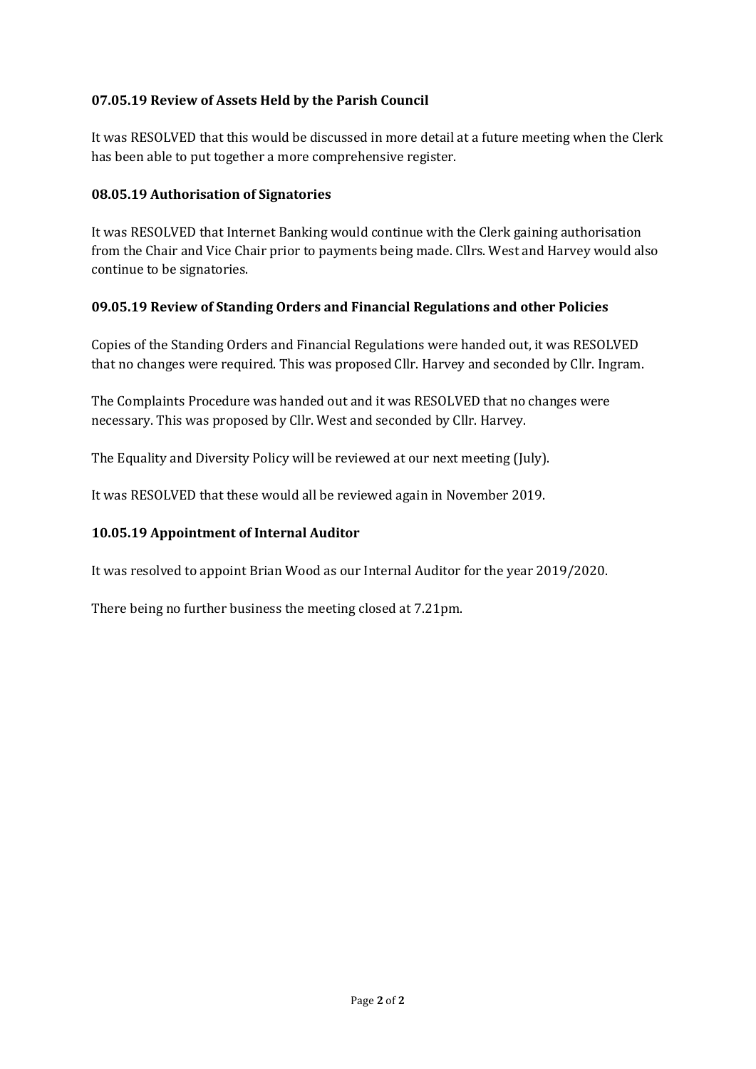**07.05.19 Review of Assets Held by the Parish Council**

It was RESOLVED that this would be discussed in more detail at a future meeting when the Clerk has been able to put together a more comprehensive register.

**08.05.19 Authorisation of Signatories**

It was RESOLVED that Internet Banking would continue with the Clerk gaining authorisation from the Chair and Vice Chair prior to payments being made. Cllrs. West and Harvey would also continue to be signatories.

**09.05.19 Review of Standing Orders and Financial Regulations and other Policies**

Copies of the Standing Orders and Financial Regulations were handed out, it was RESOLVED that no changes were required. This was proposed Cllr. Harvey and seconded by Cllr. Ingram.

The Complaints Procedure was handed out and it was RESOLVED that no changes were necessary. This was proposed by Cllr. West and seconded by Cllr. Harvey.

The Equality and Diversity Policy will be reviewed at our next meeting (July).

It was RESOLVED that these would all be reviewed again in November 2019.

**10.05.19 Appointment of Internal Auditor**

It was resolved to appoint Brian Wood as our Internal Auditor for the year 2019/2020.

There being no further business the meeting closed at 7.21pm.